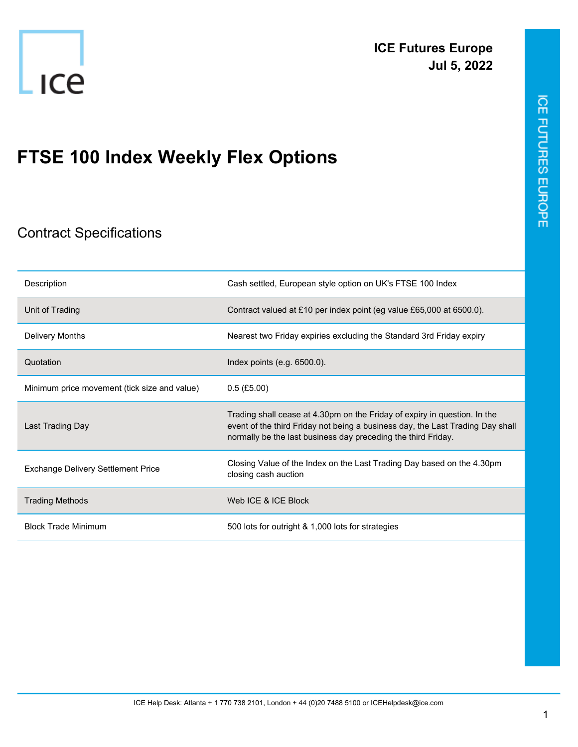ICE Futures Europe
Jul 5, 2022

# FTSE 100 Index Weekly Flex Options

## Contract Specifications

| | |
|---|---|
| Description | Cash settled, European style option on UK's FTSE 100 Index |
| Unit of Trading | Contract valued at £10 per index point (eg value £65,000 at 6500.0). |
| Delivery Months | Nearest two Friday expiries excluding the Standard 3rd Friday expiry |
| Quotation | Index points (e.g. 6500.0). |
| Minimum price movement (tick size and value) | 0.5 (£5.00) |
| Last Trading Day | Trading shall cease at 4.30pm on the Friday of expiry in question. In the event of the third Friday not being a business day, the Last Trading Day shall normally be the last business day preceding the third Friday. |
| Exchange Delivery Settlement Price | Closing Value of the Index on the Last Trading Day based on the 4.30pm closing cash auction |
| Trading Methods | Web ICE & ICE Block |
| Block Trade Minimum | 500 lots for outright & 1,000 lots for strategies |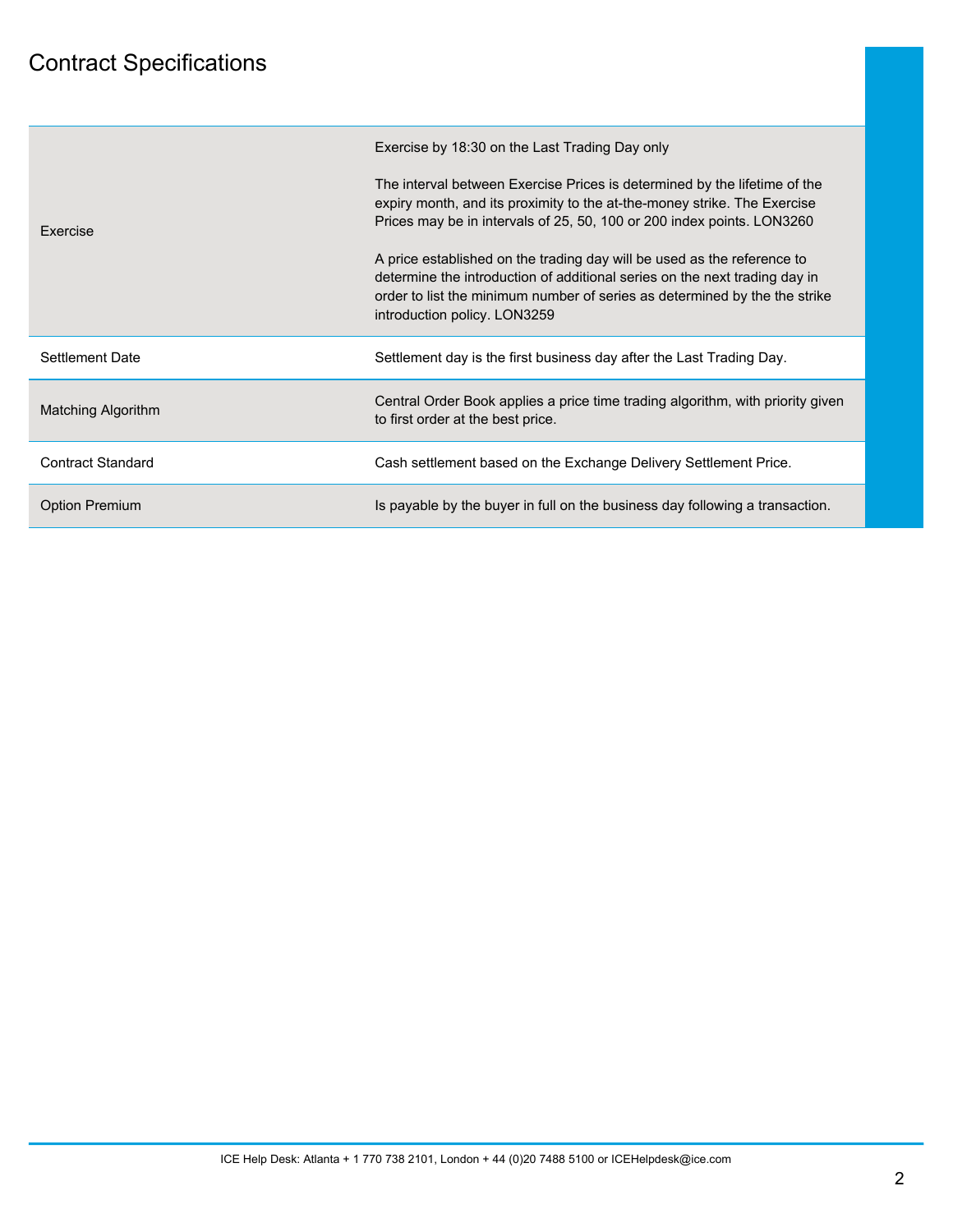# Contract Specifications

| | |
|---|---|
| Exercise | Exercise by 18:30 on the Last Trading Day only<br><br>The interval between Exercise Prices is determined by the lifetime of the expiry month, and its proximity to the at-the-money strike. The Exercise Prices may be in intervals of 25, 50, 100 or 200 index points. LON3260<br><br>A price established on the trading day will be used as the reference to determine the introduction of additional series on the next trading day in order to list the minimum number of series as determined by the the strike introduction policy. LON3259 |
| Settlement Date | Settlement day is the first business day after the Last Trading Day. |
| Matching Algorithm | Central Order Book applies a price time trading algorithm, with priority given to first order at the best price. |
| Contract Standard | Cash settlement based on the Exchange Delivery Settlement Price. |
| Option Premium | Is payable by the buyer in full on the business day following a transaction. |

ICE Help Desk: Atlanta + 1 770 738 2101, London + 44 (0)20 7488 5100 or ICEHelpdesk@ice.com